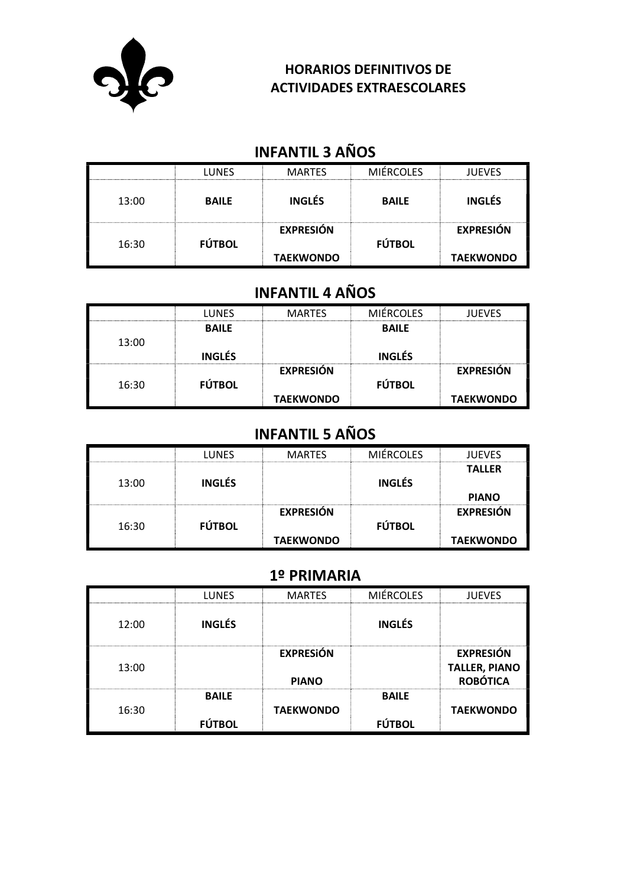**HORARIOS DEFINITIVOS DE ACTIVIDADES EXTRAESCOLARES**

## INFANTIL 3 AÑOS

| | LUNES | MARTES | MIÉRCOLES | JUEVES |
|---|---|---|---|---|
| 13:00 | **BAILE** | **INGLÉS** | **BAILE** | **INGLÉS** |
| 16:30 | **FÚTBOL** | **EXPRESIÓN** <br> **TAEKWONDO** | **FÚTBOL** | **EXPRESIÓN** <br> **TAEKWONDO** |

## INFANTIL 4 AÑOS

| | LUNES | MARTES | MIÉRCOLES | JUEVES |
|---|---|---|---|---|
| 13:00 | **BAILE** <br> **INGLÉS** | | **BAILE** <br> **INGLÉS** | |
| 16:30 | **FÚTBOL** | **EXPRESIÓN** <br> **TAEKWONDO** | **FÚTBOL** | **EXPRESIÓN** <br> **TAEKWONDO** |

## INFANTIL 5 AÑOS

| | LUNES | MARTES | MIÉRCOLES | JUEVES |
|---|---|---|---|---|
| 13:00 | **INGLÉS** | | **INGLÉS** | **TALLER** <br> **PIANO** |
| 16:30 | **FÚTBOL** | **EXPRESIÓN** <br> **TAEKWONDO** | **FÚTBOL** | **EXPRESIÓN** <br> **TAEKWONDO** |

## 1º PRIMARIA

| | LUNES | MARTES | MIÉRCOLES | JUEVES |
|---|---|---|---|---|
| 12:00 | **INGLÉS** | | **INGLÉS** | |
| 13:00 | | **EXPRESIÓN** <br> **PIANO** | | **EXPRESIÓN** <br> **TALLER, PIANO** <br> **ROBÓTICA** |
| 16:30 | **BAILE** <br> **FÚTBOL** | **TAEKWONDO** | **BAILE** <br> **FÚTBOL** | **TAEKWONDO** |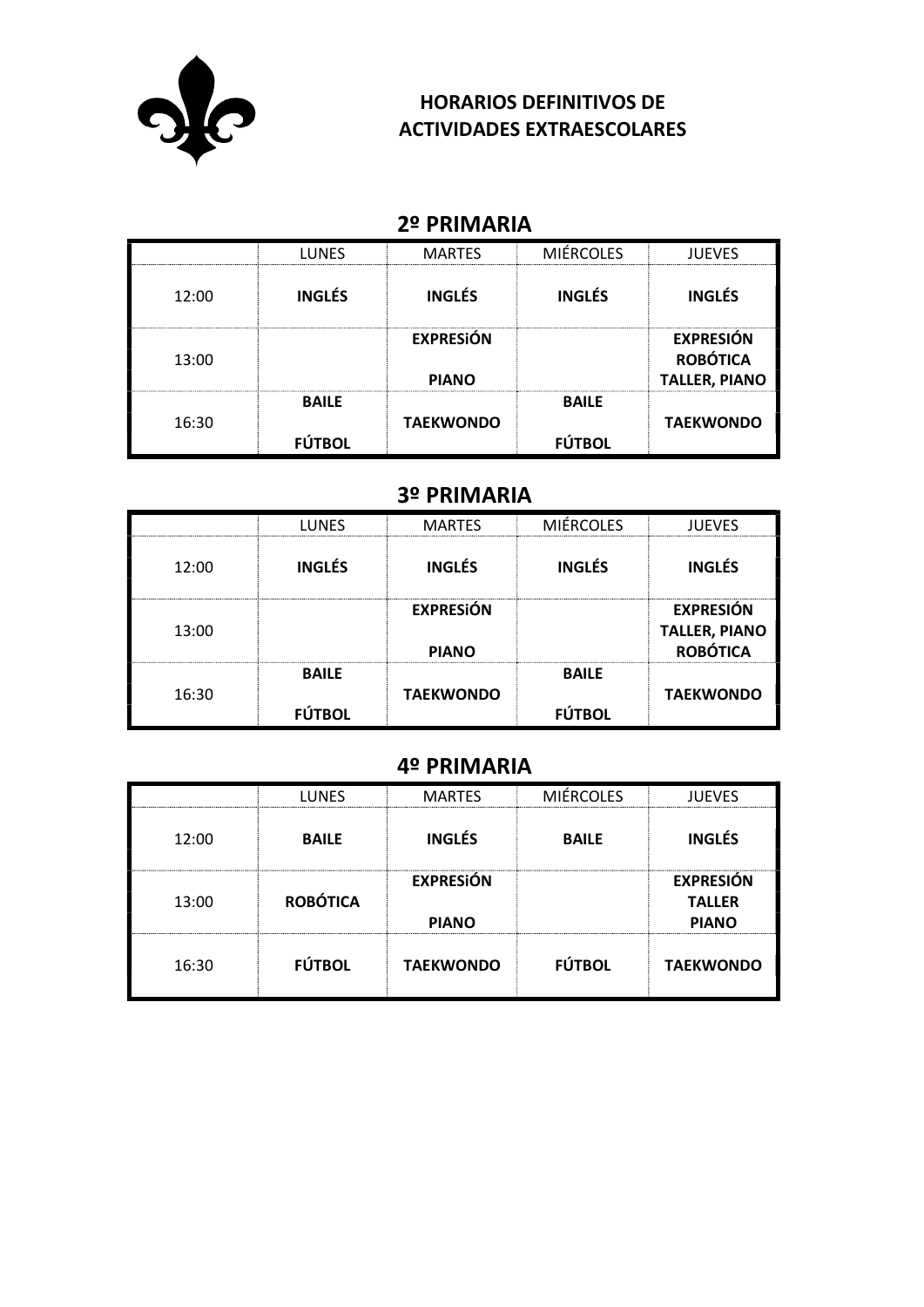# HORARIOS DEFINITIVOS DE ACTIVIDADES EXTRAESCOLARES

## 2º PRIMARIA

| | LUNES | MARTES | MIÉRCOLES | JUEVES |
|---|---|---|---|---|
| 12:00 | **INGLÉS** | **INGLÉS** | **INGLÉS** | **INGLÉS** |
| 13:00 | | **EXPRESiÓN** **PIANO** | | **EXPRESIÓN** **ROBÓTICA** **TALLER, PIANO** |
| 16:30 | **BAILE** **FÚTBOL** | **TAEKWONDO** | **BAILE** **FÚTBOL** | **TAEKWONDO** |

## 3º PRIMARIA

| | LUNES | MARTES | MIÉRCOLES | JUEVES |
|---|---|---|---|---|
| 12:00 | **INGLÉS** | **INGLÉS** | **INGLÉS** | **INGLÉS** |
| 13:00 | | **EXPRESiÓN** **PIANO** | | **EXPRESIÓN** **TALLER, PIANO** **ROBÓTICA** |
| 16:30 | **BAILE** **FÚTBOL** | **TAEKWONDO** | **BAILE** **FÚTBOL** | **TAEKWONDO** |

## 4º PRIMARIA

| | LUNES | MARTES | MIÉRCOLES | JUEVES |
|---|---|---|---|---|
| 12:00 | **BAILE** | **INGLÉS** | **BAILE** | **INGLÉS** |
| 13:00 | **ROBÓTICA** | **EXPRESiÓN** **PIANO** | | **EXPRESIÓN** **TALLER** **PIANO** |
| 16:30 | **FÚTBOL** | **TAEKWONDO** | **FÚTBOL** | **TAEKWONDO** |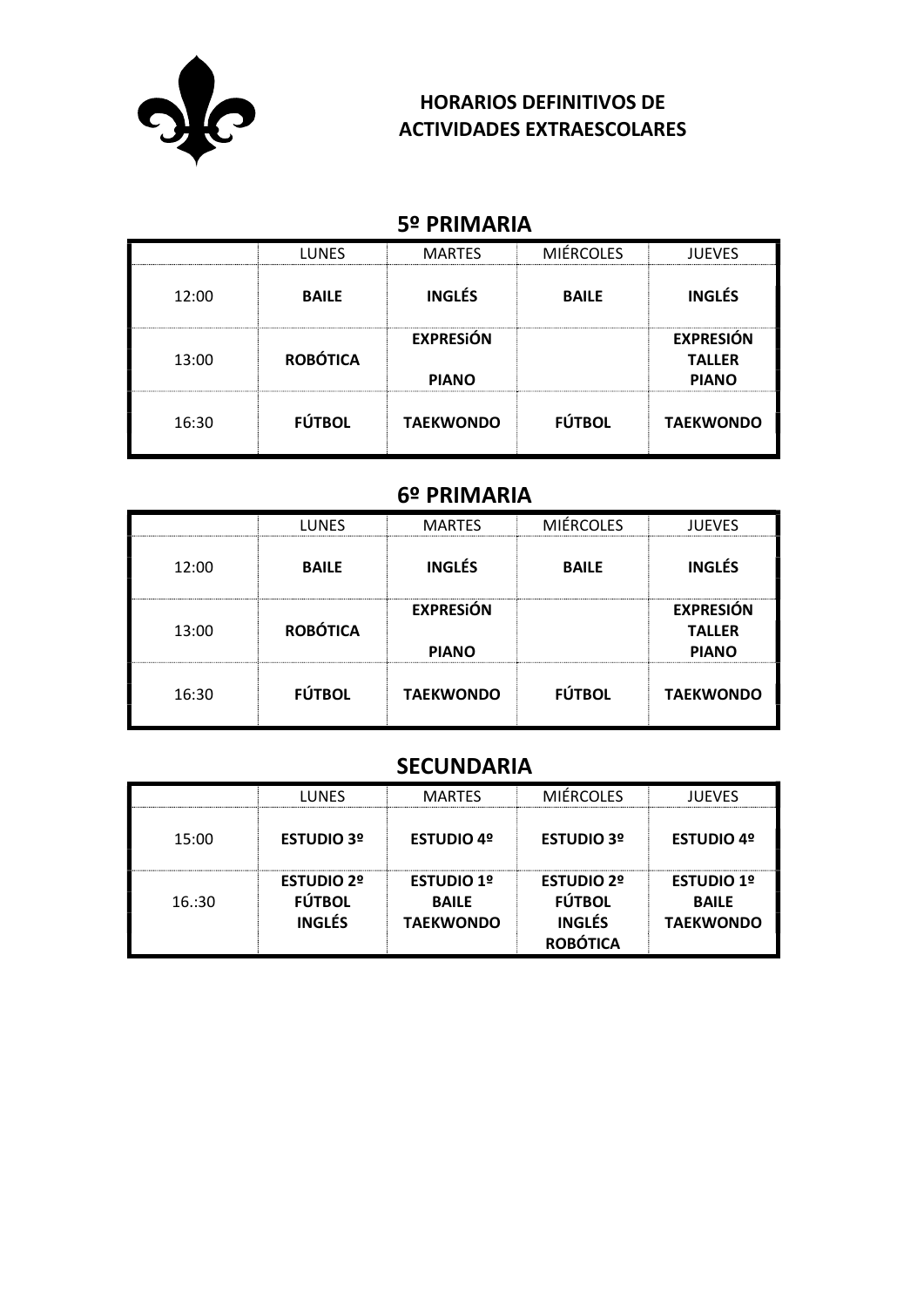# HORARIOS DEFINITIVOS DE ACTIVIDADES EXTRAESCOLARES

## 5º PRIMARIA

| | LUNES | MARTES | MIÉRCOLES | JUEVES |
|---|---|---|---|---|
| 12:00 | **BAILE** | **INGLÉS** | **BAILE** | **INGLÉS** |
| 13:00 | **ROBÓTICA** | **EXPRESiÓN**<br><br>**PIANO** | | **EXPRESIÓN**<br>**TALLER**<br>**PIANO** |
| 16:30 | **FÚTBOL** | **TAEKWONDO** | **FÚTBOL** | **TAEKWONDO** |

## 6º PRIMARIA

| | LUNES | MARTES | MIÉRCOLES | JUEVES |
|---|---|---|---|---|
| 12:00 | **BAILE** | **INGLÉS** | **BAILE** | **INGLÉS** |
| 13:00 | **ROBÓTICA** | **EXPRESiÓN**<br><br>**PIANO** | | **EXPRESIÓN**<br>**TALLER**<br>**PIANO** |
| 16:30 | **FÚTBOL** | **TAEKWONDO** | **FÚTBOL** | **TAEKWONDO** |

## SECUNDARIA

| | LUNES | MARTES | MIÉRCOLES | JUEVES |
|---|---|---|---|---|
| 15:00 | **ESTUDIO 3º** | **ESTUDIO 4º** | **ESTUDIO 3º** | **ESTUDIO 4º** |
| 16.:30 | **ESTUDIO 2º**<br>**FÚTBOL**<br>**INGLÉS** | **ESTUDIO 1º**<br>**BAILE**<br>**TAEKWONDO** | **ESTUDIO 2º**<br>**FÚTBOL**<br>**INGLÉS**<br>**ROBÓTICA** | **ESTUDIO 1º**<br>**BAILE**<br>**TAEKWONDO** |